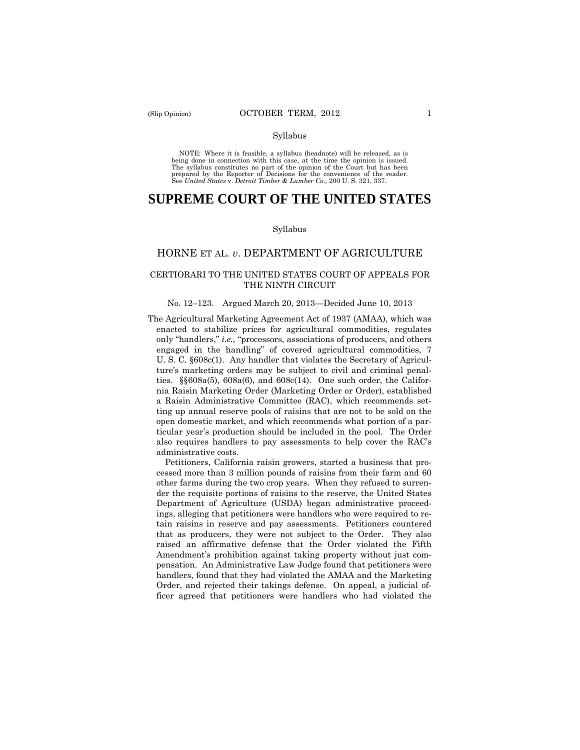Syllabus

NOTE: Where it is feasible, a syllabus (headnote) will be released, as is being done in connection with this case, at the time the opinion is issued. The syllabus constitutes no part of the opinion of the Court but has been prepared by the Reporter of Decisions for the convenience of the reader. See *United States* v. *Detroit Timber & Lumber Co.,* 200 U. S. 321, 337.

# SUPREME COURT OF THE UNITED STATES

Syllabus

## HORNE ET AL. *v*. DEPARTMENT OF AGRICULTURE

### CERTIORARI TO THE UNITED STATES COURT OF APPEALS FOR THE NINTH CIRCUIT

No. 12–123. Argued March 20, 2013—Decided June 10, 2013

The Agricultural Marketing Agreement Act of 1937 (AMAA), which was enacted to stabilize prices for agricultural commodities, regulates only "handlers," *i.e.,* "processors, associations of producers, and others engaged in the handling" of covered agricultural commodities, 7 U. S. C. §608c(1). Any handler that violates the Secretary of Agriculture's marketing orders may be subject to civil and criminal penalties. §§608a(5), 608a(6), and 608c(14). One such order, the California Raisin Marketing Order (Marketing Order or Order), established a Raisin Administrative Committee (RAC), which recommends setting up annual reserve pools of raisins that are not to be sold on the open domestic market, and which recommends what portion of a particular year's production should be included in the pool. The Order also requires handlers to pay assessments to help cover the RAC's administrative costs.

Petitioners, California raisin growers, started a business that processed more than 3 million pounds of raisins from their farm and 60 other farms during the two crop years. When they refused to surrender the requisite portions of raisins to the reserve, the United States Department of Agriculture (USDA) began administrative proceedings, alleging that petitioners were handlers who were required to retain raisins in reserve and pay assessments. Petitioners countered that as producers, they were not subject to the Order. They also raised an affirmative defense that the Order violated the Fifth Amendment's prohibition against taking property without just compensation. An Administrative Law Judge found that petitioners were handlers, found that they had violated the AMAA and the Marketing Order, and rejected their takings defense. On appeal, a judicial officer agreed that petitioners were handlers who had violated the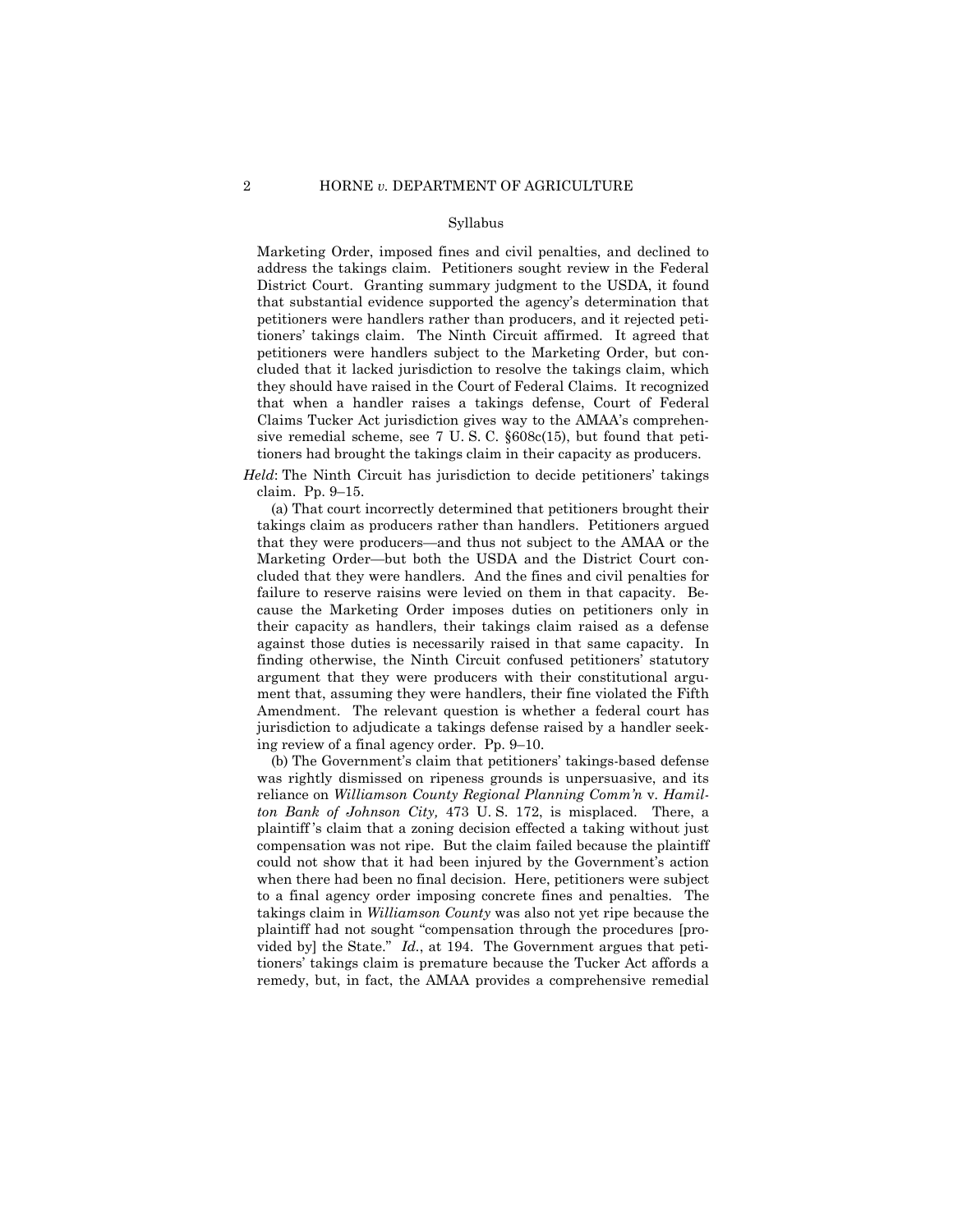Syllabus

Marketing Order, imposed fines and civil penalties, and declined to address the takings claim. Petitioners sought review in the Federal District Court. Granting summary judgment to the USDA, it found that substantial evidence supported the agency's determination that petitioners were handlers rather than producers, and it rejected petitioners' takings claim. The Ninth Circuit affirmed. It agreed that petitioners were handlers subject to the Marketing Order, but concluded that it lacked jurisdiction to resolve the takings claim, which they should have raised in the Court of Federal Claims. It recognized that when a handler raises a takings defense, Court of Federal Claims Tucker Act jurisdiction gives way to the AMAA's comprehensive remedial scheme, see 7 U. S. C. §608c(15), but found that petitioners had brought the takings claim in their capacity as producers.

*Held*: The Ninth Circuit has jurisdiction to decide petitioners' takings claim. Pp. 9–15.

(a) That court incorrectly determined that petitioners brought their takings claim as producers rather than handlers. Petitioners argued that they were producers—and thus not subject to the AMAA or the Marketing Order—but both the USDA and the District Court concluded that they were handlers. And the fines and civil penalties for failure to reserve raisins were levied on them in that capacity. Because the Marketing Order imposes duties on petitioners only in their capacity as handlers, their takings claim raised as a defense against those duties is necessarily raised in that same capacity. In finding otherwise, the Ninth Circuit confused petitioners' statutory argument that they were producers with their constitutional argument that, assuming they were handlers, their fine violated the Fifth Amendment. The relevant question is whether a federal court has jurisdiction to adjudicate a takings defense raised by a handler seeking review of a final agency order. Pp. 9–10.

(b) The Government's claim that petitioners' takings-based defense was rightly dismissed on ripeness grounds is unpersuasive, and its reliance on *Williamson County Regional Planning Comm'n* v. *Hamilton Bank of Johnson City,* 473 U. S. 172, is misplaced. There, a plaintiff's claim that a zoning decision effected a taking without just compensation was not ripe. But the claim failed because the plaintiff could not show that it had been injured by the Government's action when there had been no final decision. Here, petitioners were subject to a final agency order imposing concrete fines and penalties. The takings claim in *Williamson County* was also not yet ripe because the plaintiff had not sought "compensation through the procedures [provided by] the State." *Id.*, at 194. The Government argues that petitioners' takings claim is premature because the Tucker Act affords a remedy, but, in fact, the AMAA provides a comprehensive remedial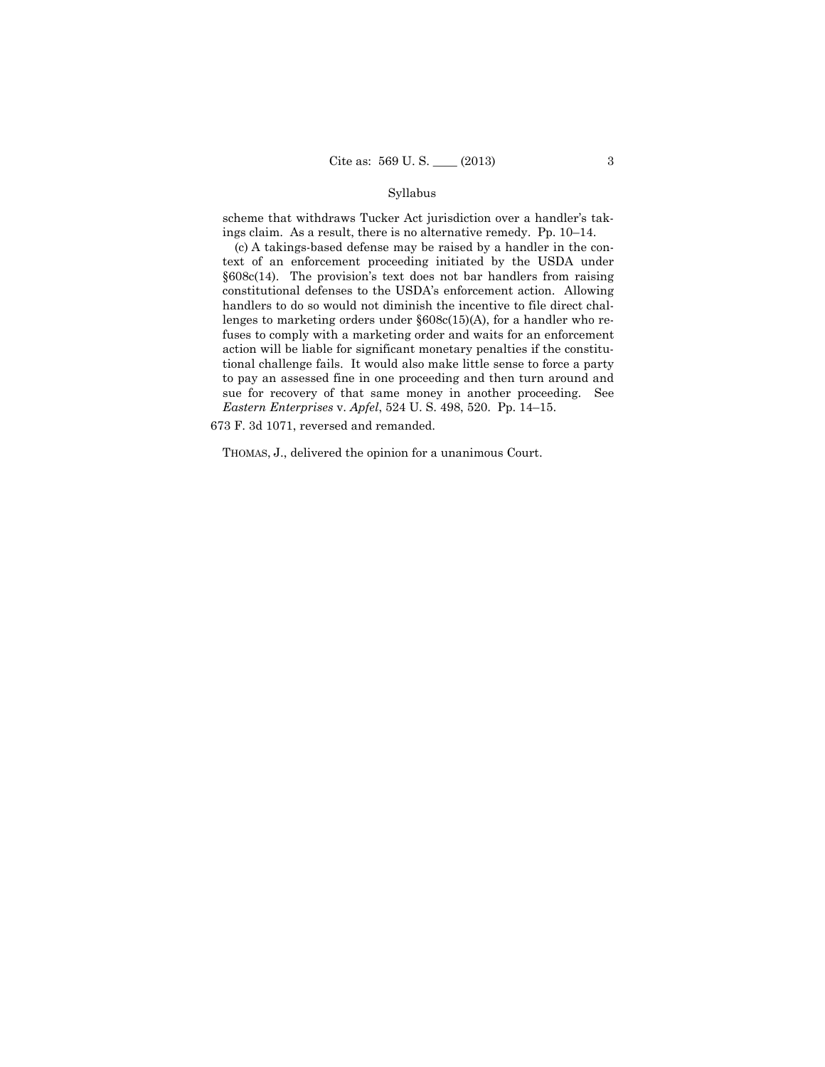scheme that withdraws Tucker Act jurisdiction over a handler's takings claim. As a result, there is no alternative remedy. Pp. 10–14.

(c) A takings-based defense may be raised by a handler in the context of an enforcement proceeding initiated by the USDA under §608c(14). The provision's text does not bar handlers from raising constitutional defenses to the USDA's enforcement action. Allowing handlers to do so would not diminish the incentive to file direct challenges to marketing orders under §608c(15)(A), for a handler who refuses to comply with a marketing order and waits for an enforcement action will be liable for significant monetary penalties if the constitutional challenge fails. It would also make little sense to force a party to pay an assessed fine in one proceeding and then turn around and sue for recovery of that same money in another proceeding. See *Eastern Enterprises* v. *Apfel*, 524 U. S. 498, 520. Pp. 14–15.

673 F. 3d 1071, reversed and remanded.

THOMAS, J., delivered the opinion for a unanimous Court.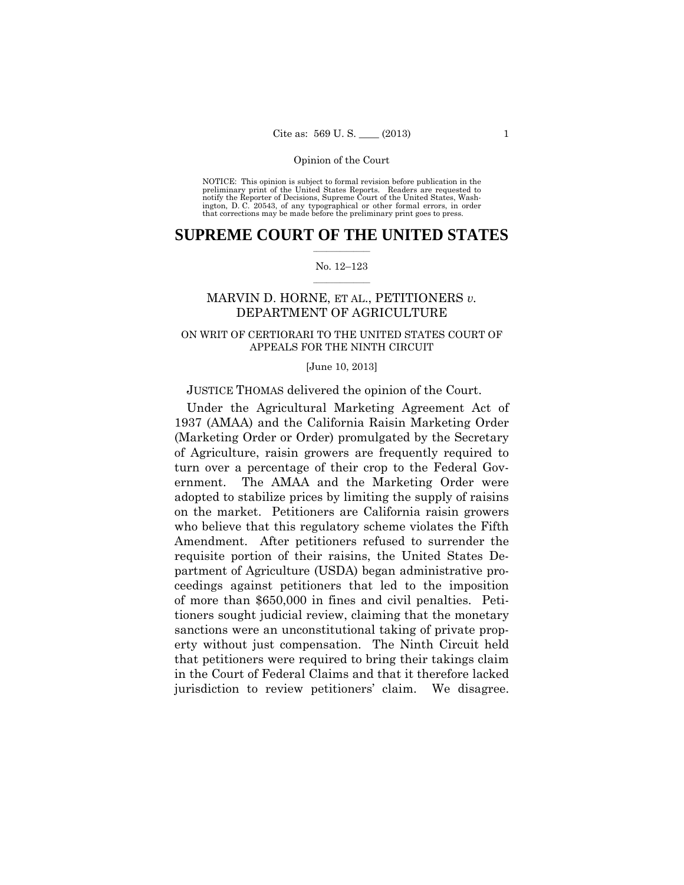Opinion of the Court

NOTICE: This opinion is subject to formal revision before publication in the preliminary print of the United States Reports. Readers are requested to notify the Reporter of Decisions, Supreme Court of the United States, Washington, D. C. 20543, of any typographical or other formal errors, in order that corrections may be made before the preliminary print goes to press.

# SUPREME COURT OF THE UNITED STATES

No. 12–123

## MARVIN D. HORNE, ET AL., PETITIONERS *v.* DEPARTMENT OF AGRICULTURE

ON WRIT OF CERTIORARI TO THE UNITED STATES COURT OF APPEALS FOR THE NINTH CIRCUIT

[June 10, 2013]

JUSTICE THOMAS delivered the opinion of the Court.

Under the Agricultural Marketing Agreement Act of 1937 (AMAA) and the California Raisin Marketing Order (Marketing Order or Order) promulgated by the Secretary of Agriculture, raisin growers are frequently required to turn over a percentage of their crop to the Federal Government. The AMAA and the Marketing Order were adopted to stabilize prices by limiting the supply of raisins on the market. Petitioners are California raisin growers who believe that this regulatory scheme violates the Fifth Amendment. After petitioners refused to surrender the requisite portion of their raisins, the United States Department of Agriculture (USDA) began administrative proceedings against petitioners that led to the imposition of more than $650,000 in fines and civil penalties. Petitioners sought judicial review, claiming that the monetary sanctions were an unconstitutional taking of private property without just compensation. The Ninth Circuit held that petitioners were required to bring their takings claim in the Court of Federal Claims and that it therefore lacked jurisdiction to review petitioners' claim. We disagree.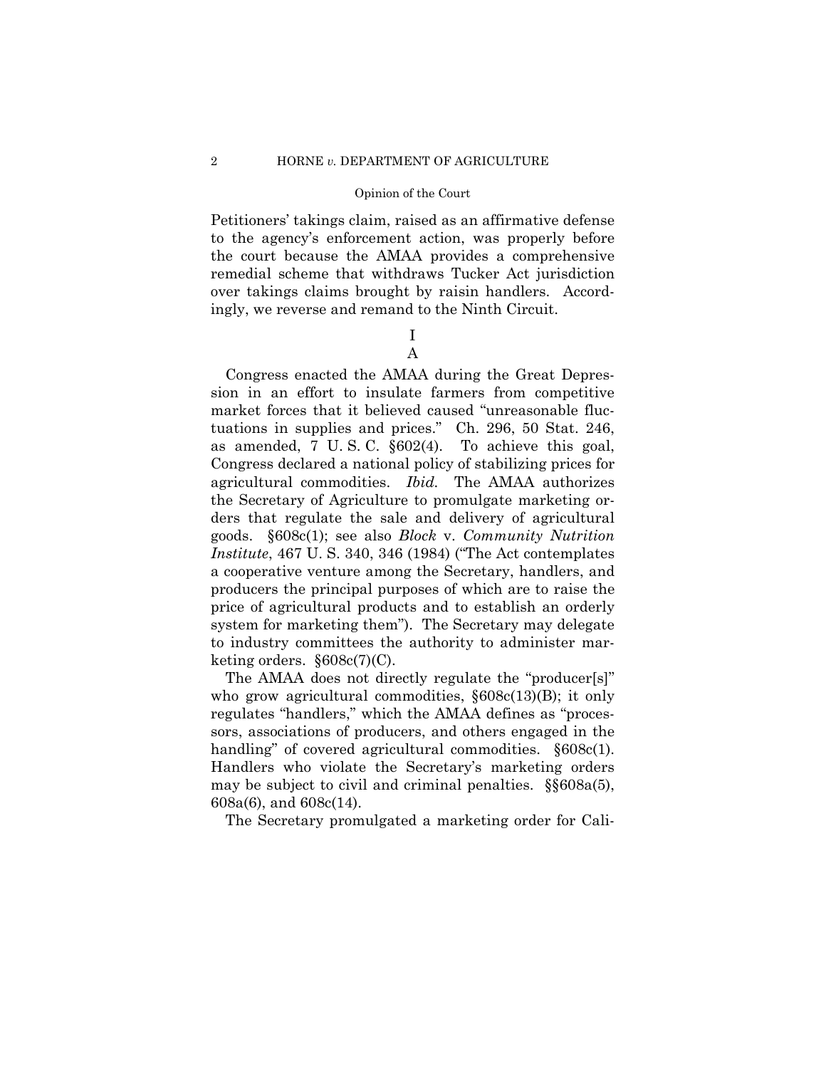Petitioners' takings claim, raised as an affirmative defense to the agency's enforcement action, was properly before the court because the AMAA provides a comprehensive remedial scheme that withdraws Tucker Act jurisdiction over takings claims brought by raisin handlers. Accordingly, we reverse and remand to the Ninth Circuit.

# I

## A

Congress enacted the AMAA during the Great Depression in an effort to insulate farmers from competitive market forces that it believed caused "unreasonable fluctuations in supplies and prices." Ch. 296, 50 Stat. 246, as amended, 7 U. S. C. §602(4). To achieve this goal, Congress declared a national policy of stabilizing prices for agricultural commodities. *Ibid.* The AMAA authorizes the Secretary of Agriculture to promulgate marketing orders that regulate the sale and delivery of agricultural goods. §608c(1); see also *Block* v. *Community Nutrition Institute*, 467 U. S. 340, 346 (1984) ("The Act contemplates a cooperative venture among the Secretary, handlers, and producers the principal purposes of which are to raise the price of agricultural products and to establish an orderly system for marketing them"). The Secretary may delegate to industry committees the authority to administer marketing orders. §608c(7)(C).

The AMAA does not directly regulate the "producer[s]" who grow agricultural commodities, §608c(13)(B); it only regulates "handlers," which the AMAA defines as "processors, associations of producers, and others engaged in the handling" of covered agricultural commodities. §608c(1). Handlers who violate the Secretary's marketing orders may be subject to civil and criminal penalties. §§608a(5), 608a(6), and 608c(14).

The Secretary promulgated a marketing order for Cali-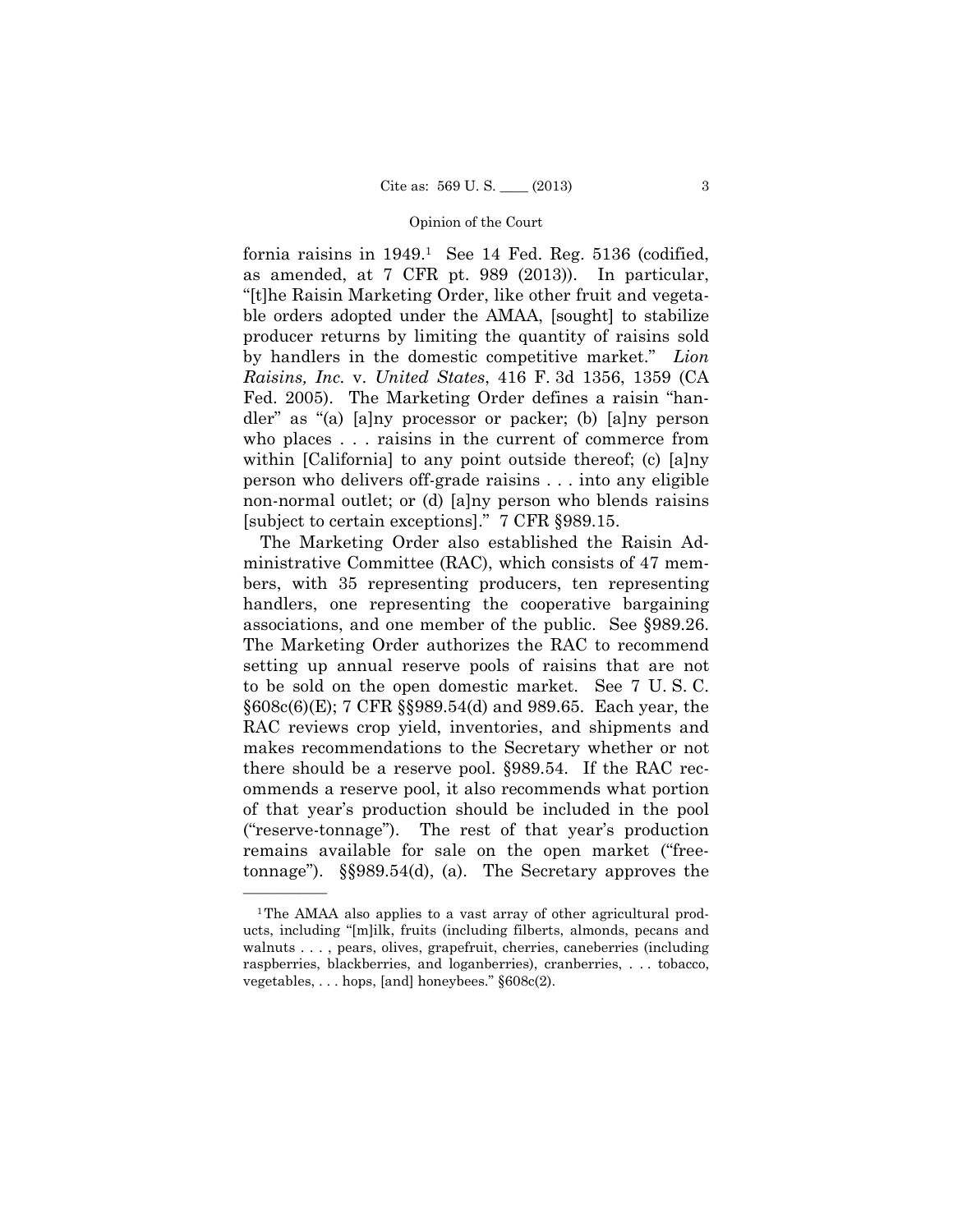fornia raisins in 1949.[1] See 14 Fed. Reg. 5136 (codified, as amended, at 7 CFR pt. 989 (2013)). In particular, "[t]he Raisin Marketing Order, like other fruit and vegetable orders adopted under the AMAA, [sought] to stabilize producer returns by limiting the quantity of raisins sold by handlers in the domestic competitive market." *Lion Raisins, Inc.* v. *United States*, 416 F. 3d 1356, 1359 (CA Fed. 2005). The Marketing Order defines a raisin "handler" as "(a) [a]ny processor or packer; (b) [a]ny person who places . . . raisins in the current of commerce from within [California] to any point outside thereof; (c) [a]ny person who delivers off-grade raisins . . . into any eligible non-normal outlet; or (d) [a]ny person who blends raisins [subject to certain exceptions]." 7 CFR §989.15.

The Marketing Order also established the Raisin Administrative Committee (RAC), which consists of 47 members, with 35 representing producers, ten representing handlers, one representing the cooperative bargaining associations, and one member of the public. See §989.26. The Marketing Order authorizes the RAC to recommend setting up annual reserve pools of raisins that are not to be sold on the open domestic market. See 7 U. S. C. §608c(6)(E); 7 CFR §§989.54(d) and 989.65. Each year, the RAC reviews crop yield, inventories, and shipments and makes recommendations to the Secretary whether or not there should be a reserve pool. §989.54. If the RAC recommends a reserve pool, it also recommends what portion of that year's production should be included in the pool ("reserve-tonnage"). The rest of that year's production remains available for sale on the open market ("free-tonnage"). §§989.54(d), (a). The Secretary approves the

---

[1] The AMAA also applies to a vast array of other agricultural products, including "[m]ilk, fruits (including filberts, almonds, pecans and walnuts . . . , pears, olives, grapefruit, cherries, caneberries (including raspberries, blackberries, and loganberries), cranberries, . . . tobacco, vegetables, . . . hops, [and] honeybees." §608c(2).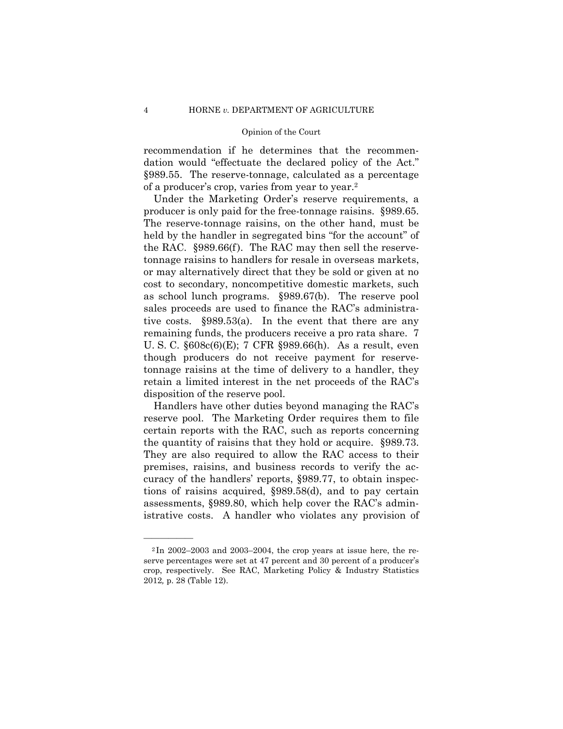recommendation if he determines that the recommendation would "effectuate the declared policy of the Act." §989.55. The reserve-tonnage, calculated as a percentage of a producer's crop, varies from year to year.[2]

Under the Marketing Order's reserve requirements, a producer is only paid for the free-tonnage raisins. §989.65. The reserve-tonnage raisins, on the other hand, must be held by the handler in segregated bins "for the account" of the RAC. §989.66(f). The RAC may then sell the reserve-tonnage raisins to handlers for resale in overseas markets, or may alternatively direct that they be sold or given at no cost to secondary, noncompetitive domestic markets, such as school lunch programs. §989.67(b). The reserve pool sales proceeds are used to finance the RAC's administrative costs. §989.53(a). In the event that there are any remaining funds, the producers receive a pro rata share. 7 U. S. C. §608c(6)(E); 7 CFR §989.66(h). As a result, even though producers do not receive payment for reserve-tonnage raisins at the time of delivery to a handler, they retain a limited interest in the net proceeds of the RAC's disposition of the reserve pool.

Handlers have other duties beyond managing the RAC's reserve pool. The Marketing Order requires them to file certain reports with the RAC, such as reports concerning the quantity of raisins that they hold or acquire. §989.73. They are also required to allow the RAC access to their premises, raisins, and business records to verify the accuracy of the handlers' reports, §989.77, to obtain inspections of raisins acquired, §989.58(d), and to pay certain assessments, §989.80, which help cover the RAC's administrative costs. A handler who violates any provision of

---

[2] In 2002–2003 and 2003–2004, the crop years at issue here, the reserve percentages were set at 47 percent and 30 percent of a producer's crop, respectively. See RAC, Marketing Policy & Industry Statistics 2012, p. 28 (Table 12).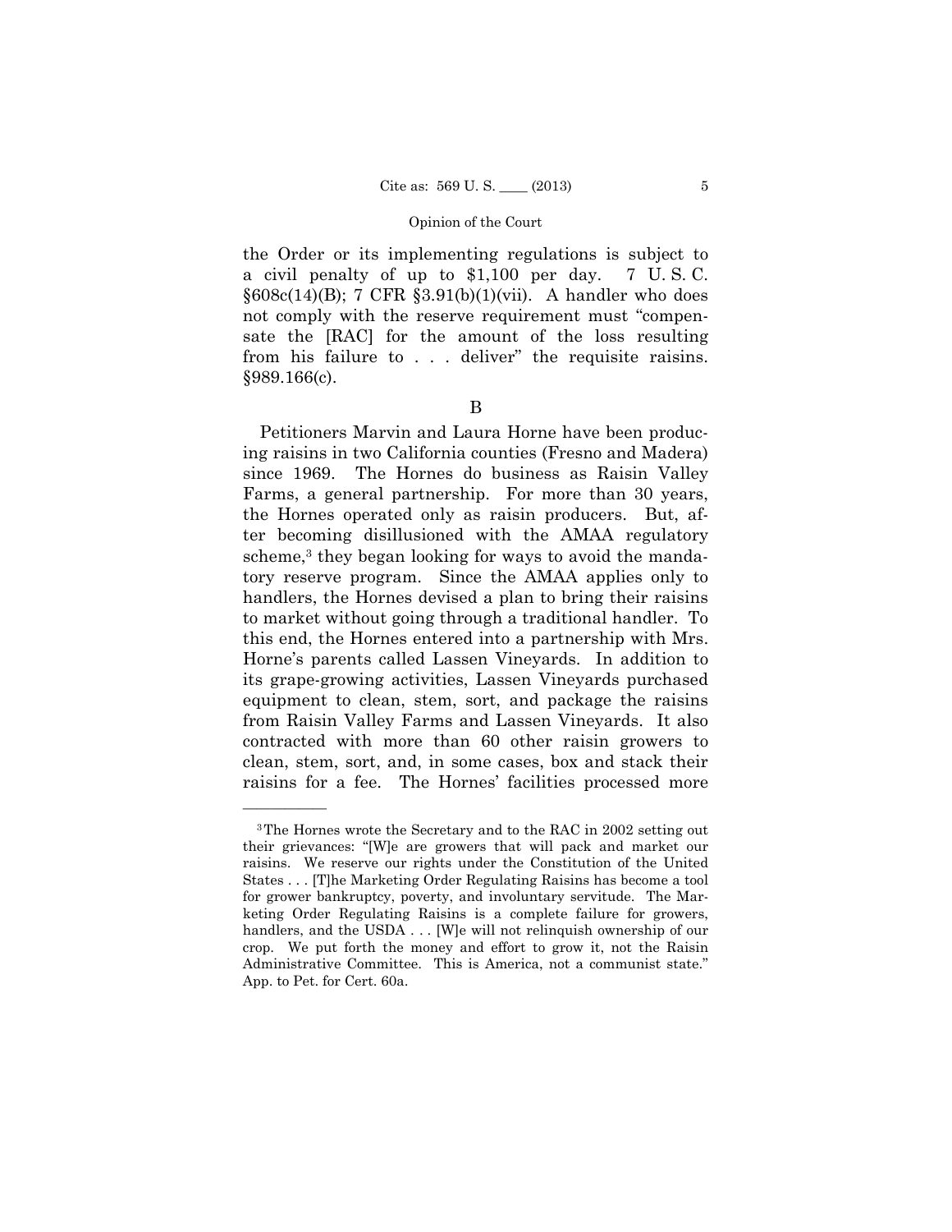the Order or its implementing regulations is subject to a civil penalty of up to $1,100 per day. 7 U. S. C. §608c(14)(B); 7 CFR §3.91(b)(1)(vii). A handler who does not comply with the reserve requirement must "compensate the [RAC] for the amount of the loss resulting from his failure to . . . deliver" the requisite raisins. §989.166(c).

## B

Petitioners Marvin and Laura Horne have been producing raisins in two California counties (Fresno and Madera) since 1969. The Hornes do business as Raisin Valley Farms, a general partnership. For more than 30 years, the Hornes operated only as raisin producers. But, after becoming disillusioned with the AMAA regulatory scheme,[3] they began looking for ways to avoid the mandatory reserve program. Since the AMAA applies only to handlers, the Hornes devised a plan to bring their raisins to market without going through a traditional handler. To this end, the Hornes entered into a partnership with Mrs. Horne's parents called Lassen Vineyards. In addition to its grape-growing activities, Lassen Vineyards purchased equipment to clean, stem, sort, and package the raisins from Raisin Valley Farms and Lassen Vineyards. It also contracted with more than 60 other raisin growers to clean, stem, sort, and, in some cases, box and stack their raisins for a fee. The Hornes' facilities processed more

---

[3] The Hornes wrote the Secretary and to the RAC in 2002 setting out their grievances: "[W]e are growers that will pack and market our raisins. We reserve our rights under the Constitution of the United States . . . [T]he Marketing Order Regulating Raisins has become a tool for grower bankruptcy, poverty, and involuntary servitude. The Marketing Order Regulating Raisins is a complete failure for growers, handlers, and the USDA . . . [W]e will not relinquish ownership of our crop. We put forth the money and effort to grow it, not the Raisin Administrative Committee. This is America, not a communist state." App. to Pet. for Cert. 60a.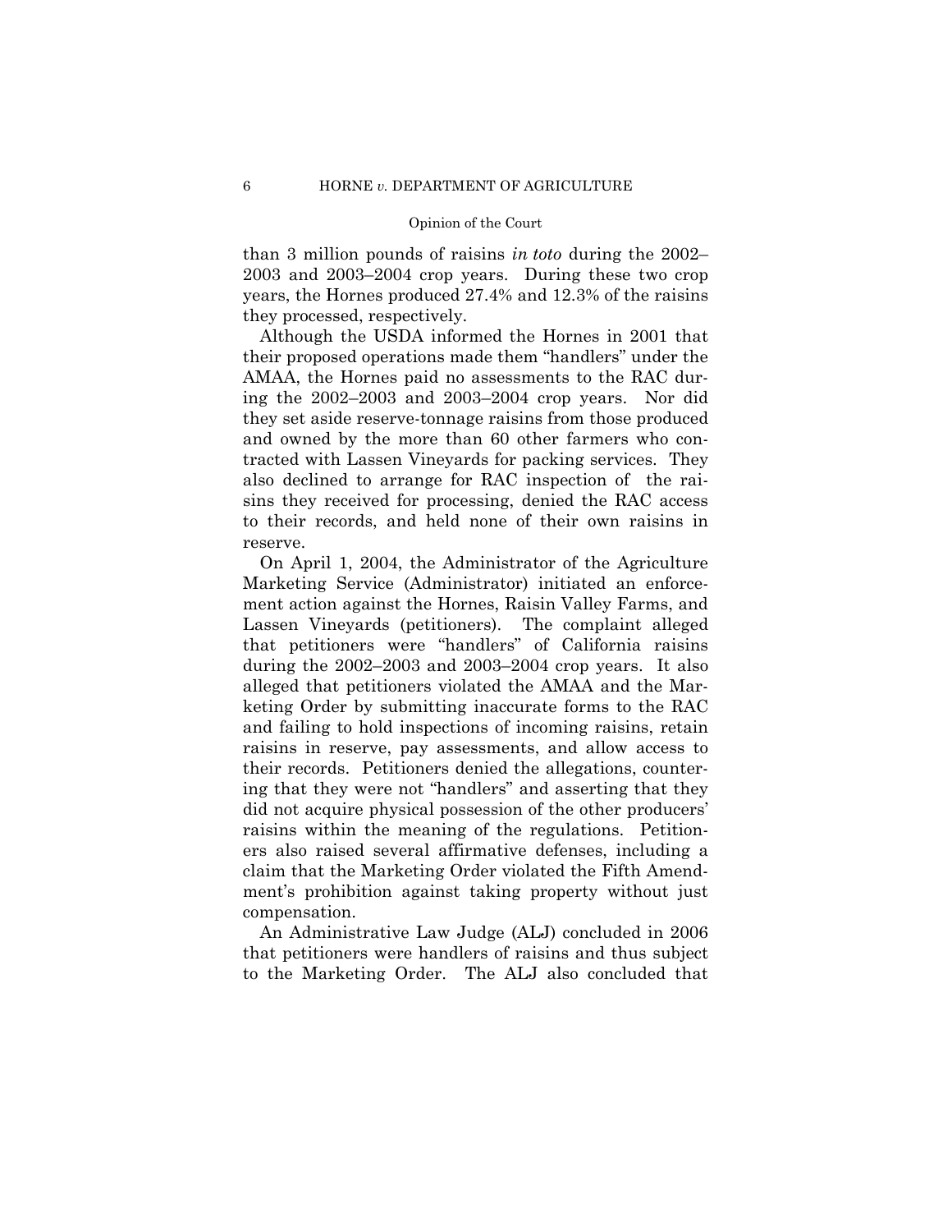than 3 million pounds of raisins *in toto* during the 2002–2003 and 2003–2004 crop years. During these two crop years, the Hornes produced 27.4% and 12.3% of the raisins they processed, respectively.

Although the USDA informed the Hornes in 2001 that their proposed operations made them "handlers" under the AMAA, the Hornes paid no assessments to the RAC during the 2002–2003 and 2003–2004 crop years. Nor did they set aside reserve-tonnage raisins from those produced and owned by the more than 60 other farmers who contracted with Lassen Vineyards for packing services. They also declined to arrange for RAC inspection of the raisins they received for processing, denied the RAC access to their records, and held none of their own raisins in reserve.

On April 1, 2004, the Administrator of the Agriculture Marketing Service (Administrator) initiated an enforcement action against the Hornes, Raisin Valley Farms, and Lassen Vineyards (petitioners). The complaint alleged that petitioners were "handlers" of California raisins during the 2002–2003 and 2003–2004 crop years. It also alleged that petitioners violated the AMAA and the Marketing Order by submitting inaccurate forms to the RAC and failing to hold inspections of incoming raisins, retain raisins in reserve, pay assessments, and allow access to their records. Petitioners denied the allegations, countering that they were not "handlers" and asserting that they did not acquire physical possession of the other producers' raisins within the meaning of the regulations. Petitioners also raised several affirmative defenses, including a claim that the Marketing Order violated the Fifth Amendment's prohibition against taking property without just compensation.

An Administrative Law Judge (ALJ) concluded in 2006 that petitioners were handlers of raisins and thus subject to the Marketing Order. The ALJ also concluded that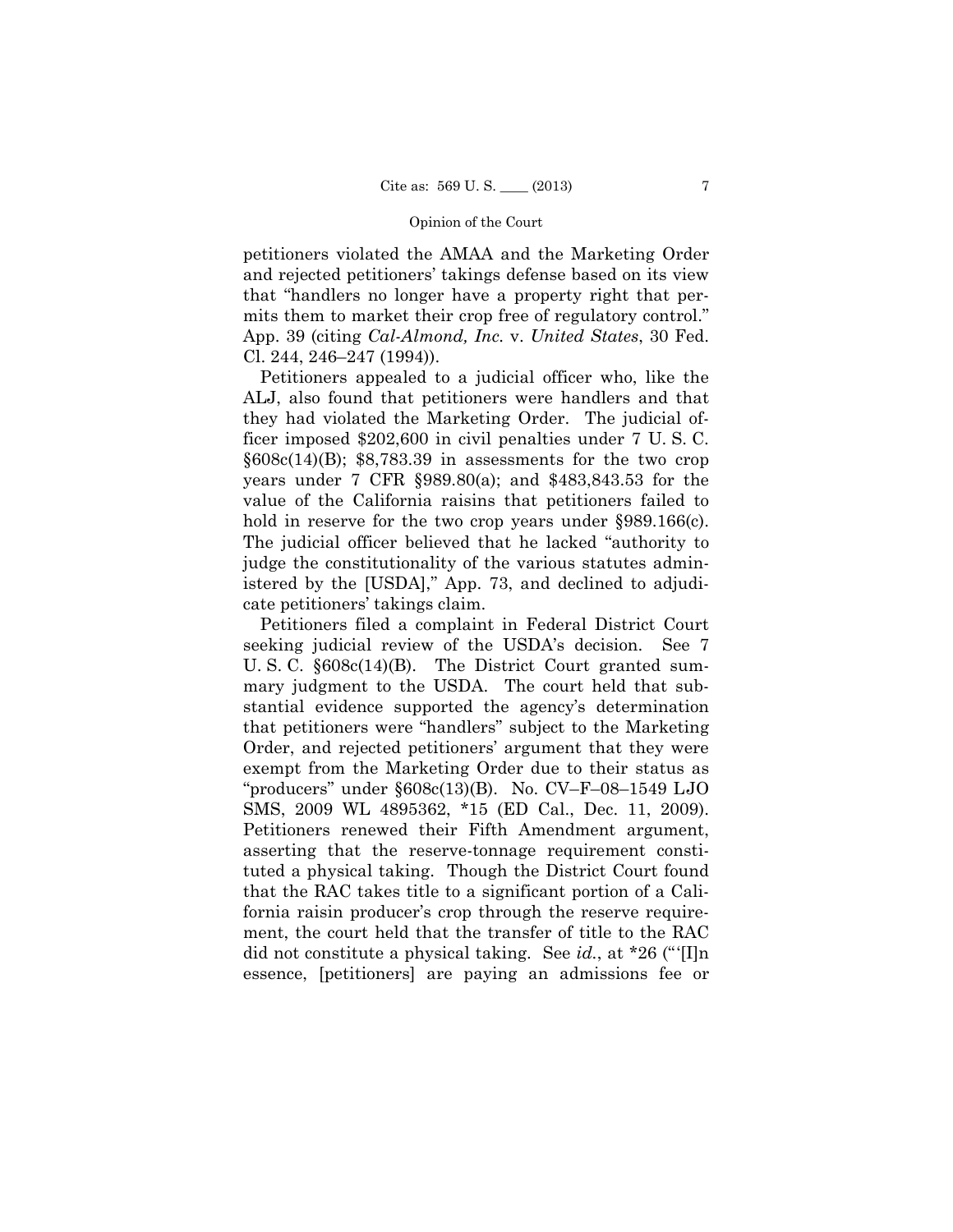petitioners violated the AMAA and the Marketing Order and rejected petitioners' takings defense based on its view that "handlers no longer have a property right that permits them to market their crop free of regulatory control." App. 39 (citing *Cal-Almond, Inc.* v. *United States*, 30 Fed. Cl. 244, 246–247 (1994)).

Petitioners appealed to a judicial officer who, like the ALJ, also found that petitioners were handlers and that they had violated the Marketing Order. The judicial officer imposed $202,600 in civil penalties under 7 U. S. C. §608c(14)(B); $8,783.39 in assessments for the two crop years under 7 CFR §989.80(a); and $483,843.53 for the value of the California raisins that petitioners failed to hold in reserve for the two crop years under §989.166(c). The judicial officer believed that he lacked "authority to judge the constitutionality of the various statutes administered by the [USDA]," App. 73, and declined to adjudicate petitioners' takings claim.

Petitioners filed a complaint in Federal District Court seeking judicial review of the USDA's decision. See 7 U. S. C. §608c(14)(B). The District Court granted summary judgment to the USDA. The court held that substantial evidence supported the agency's determination that petitioners were "handlers" subject to the Marketing Order, and rejected petitioners' argument that they were exempt from the Marketing Order due to their status as "producers" under §608c(13)(B). No. CV–F–08–1549 LJO SMS, 2009 WL 4895362, *15 (ED Cal., Dec. 11, 2009). Petitioners renewed their Fifth Amendment argument, asserting that the reserve-tonnage requirement constituted a physical taking. Though the District Court found that the RAC takes title to a significant portion of a California raisin producer's crop through the reserve requirement, the court held that the transfer of title to the RAC did not constitute a physical taking. See *id.*, at *26 ("'[I]n essence, [petitioners] are paying an admissions fee or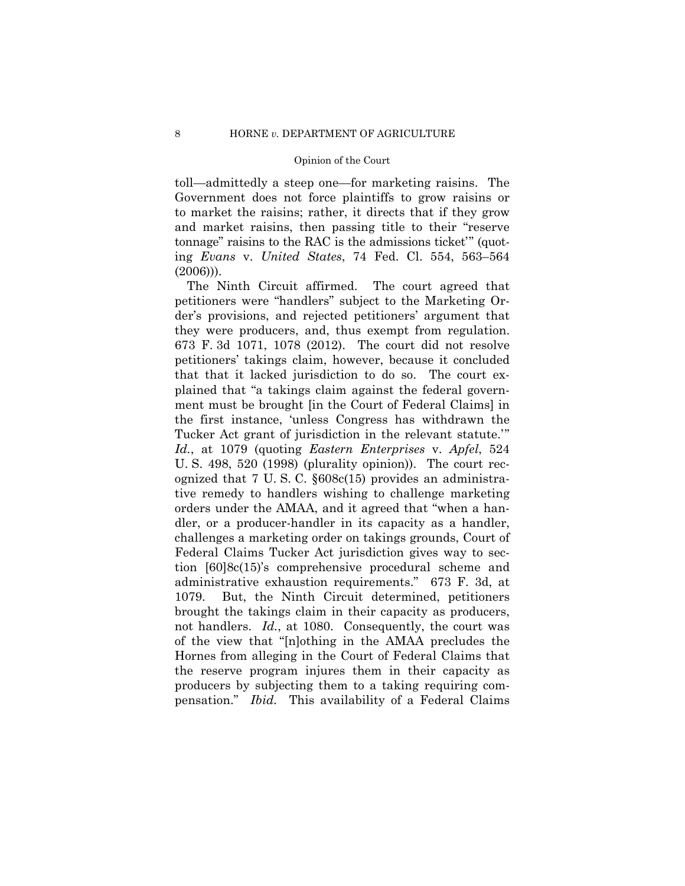toll—admittedly a steep one—for marketing raisins. The Government does not force plaintiffs to grow raisins or to market the raisins; rather, it directs that if they grow and market raisins, then passing title to their "reserve tonnage" raisins to the RAC is the admissions ticket'" (quoting *Evans* v. *United States*, 74 Fed. Cl. 554, 563–564 (2006))).

The Ninth Circuit affirmed. The court agreed that petitioners were "handlers" subject to the Marketing Order's provisions, and rejected petitioners' argument that they were producers, and, thus exempt from regulation. 673 F. 3d 1071, 1078 (2012). The court did not resolve petitioners' takings claim, however, because it concluded that that it lacked jurisdiction to do so. The court explained that "a takings claim against the federal government must be brought [in the Court of Federal Claims] in the first instance, 'unless Congress has withdrawn the Tucker Act grant of jurisdiction in the relevant statute.'" *Id.*, at 1079 (quoting *Eastern Enterprises* v. *Apfel*, 524 U. S. 498, 520 (1998) (plurality opinion)). The court recognized that 7 U. S. C. §608c(15) provides an administrative remedy to handlers wishing to challenge marketing orders under the AMAA, and it agreed that "when a handler, or a producer-handler in its capacity as a handler, challenges a marketing order on takings grounds, Court of Federal Claims Tucker Act jurisdiction gives way to section [60]8c(15)'s comprehensive procedural scheme and administrative exhaustion requirements." 673 F. 3d, at 1079. But, the Ninth Circuit determined, petitioners brought the takings claim in their capacity as producers, not handlers. *Id.*, at 1080. Consequently, the court was of the view that "[n]othing in the AMAA precludes the Hornes from alleging in the Court of Federal Claims that the reserve program injures them in their capacity as producers by subjecting them to a taking requiring compensation." *Ibid.* This availability of a Federal Claims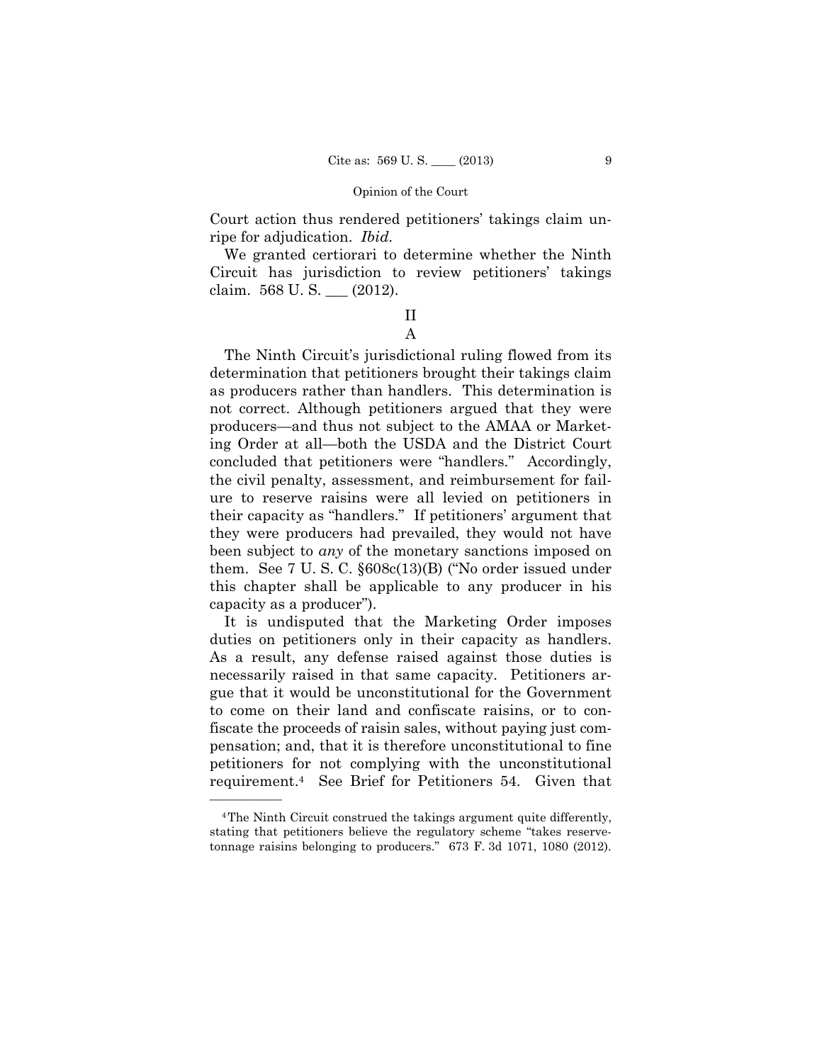Court action thus rendered petitioners' takings claim unripe for adjudication. *Ibid.*

We granted certiorari to determine whether the Ninth Circuit has jurisdiction to review petitioners' takings claim. 568 U. S. ___ (2012).

## II

### A

The Ninth Circuit's jurisdictional ruling flowed from its determination that petitioners brought their takings claim as producers rather than handlers. This determination is not correct. Although petitioners argued that they were producers—and thus not subject to the AMAA or Marketing Order at all—both the USDA and the District Court concluded that petitioners were "handlers." Accordingly, the civil penalty, assessment, and reimbursement for failure to reserve raisins were all levied on petitioners in their capacity as "handlers." If petitioners' argument that they were producers had prevailed, they would not have been subject to *any* of the monetary sanctions imposed on them. See 7 U. S. C. §608c(13)(B) ("No order issued under this chapter shall be applicable to any producer in his capacity as a producer").

It is undisputed that the Marketing Order imposes duties on petitioners only in their capacity as handlers. As a result, any defense raised against those duties is necessarily raised in that same capacity. Petitioners argue that it would be unconstitutional for the Government to come on their land and confiscate raisins, or to confiscate the proceeds of raisin sales, without paying just compensation; and, that it is therefore unconstitutional to fine petitioners for not complying with the unconstitutional requirement.[4] See Brief for Petitioners 54. Given that

---

[4] The Ninth Circuit construed the takings argument quite differently, stating that petitioners believe the regulatory scheme "takes reserve-tonnage raisins belonging to producers." 673 F. 3d 1071, 1080 (2012).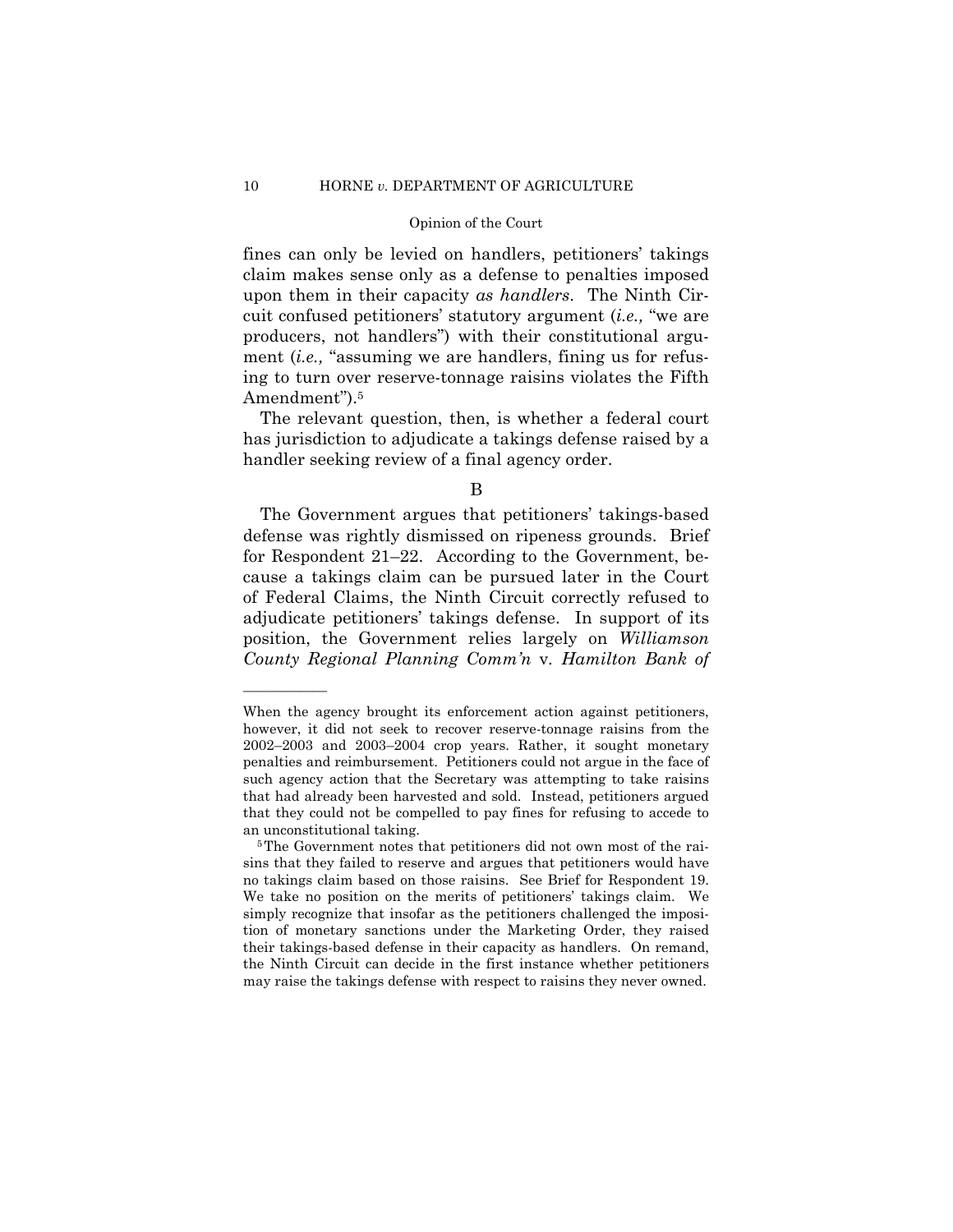fines can only be levied on handlers, petitioners' takings claim makes sense only as a defense to penalties imposed upon them in their capacity *as handlers*. The Ninth Circuit confused petitioners' statutory argument (*i.e.,* "we are producers, not handlers") with their constitutional argument (*i.e.,* "assuming we are handlers, fining us for refusing to turn over reserve-tonnage raisins violates the Fifth Amendment").[5]

The relevant question, then, is whether a federal court has jurisdiction to adjudicate a takings defense raised by a handler seeking review of a final agency order.

### B

The Government argues that petitioners' takings-based defense was rightly dismissed on ripeness grounds. Brief for Respondent 21–22. According to the Government, because a takings claim can be pursued later in the Court of Federal Claims, the Ninth Circuit correctly refused to adjudicate petitioners' takings defense. In support of its position, the Government relies largely on *Williamson County Regional Planning Comm'n* v. *Hamilton Bank of*

---

When the agency brought its enforcement action against petitioners, however, it did not seek to recover reserve-tonnage raisins from the 2002–2003 and 2003–2004 crop years. Rather, it sought monetary penalties and reimbursement. Petitioners could not argue in the face of such agency action that the Secretary was attempting to take raisins that had already been harvested and sold. Instead, petitioners argued that they could not be compelled to pay fines for refusing to accede to an unconstitutional taking.

[5] The Government notes that petitioners did not own most of the raisins that they failed to reserve and argues that petitioners would have no takings claim based on those raisins. See Brief for Respondent 19. We take no position on the merits of petitioners' takings claim. We simply recognize that insofar as the petitioners challenged the imposition of monetary sanctions under the Marketing Order, they raised their takings-based defense in their capacity as handlers. On remand, the Ninth Circuit can decide in the first instance whether petitioners may raise the takings defense with respect to raisins they never owned.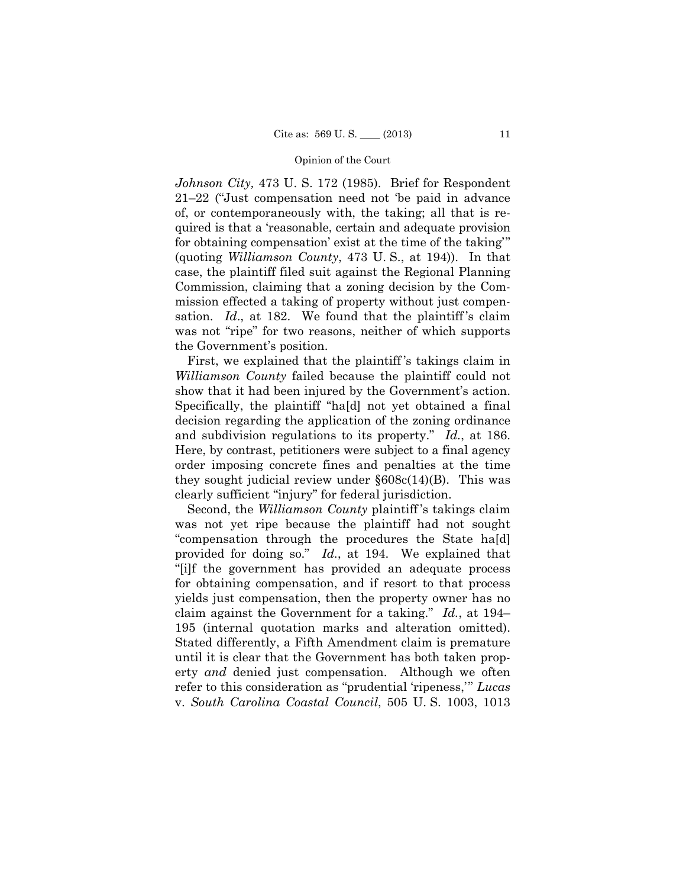*Johnson City,* 473 U. S. 172 (1985). Brief for Respondent 21–22 ("Just compensation need not 'be paid in advance of, or contemporaneously with, the taking; all that is required is that a 'reasonable, certain and adequate provision for obtaining compensation' exist at the time of the taking'" (quoting *Williamson County*, 473 U. S., at 194)). In that case, the plaintiff filed suit against the Regional Planning Commission, claiming that a zoning decision by the Commission effected a taking of property without just compensation. *Id*., at 182. We found that the plaintiff's claim was not "ripe" for two reasons, neither of which supports the Government's position.

First, we explained that the plaintiff's takings claim in *Williamson County* failed because the plaintiff could not show that it had been injured by the Government's action. Specifically, the plaintiff "ha[d] not yet obtained a final decision regarding the application of the zoning ordinance and subdivision regulations to its property." *Id.*, at 186. Here, by contrast, petitioners were subject to a final agency order imposing concrete fines and penalties at the time they sought judicial review under §608c(14)(B). This was clearly sufficient "injury" for federal jurisdiction.

Second, the *Williamson County* plaintiff's takings claim was not yet ripe because the plaintiff had not sought "compensation through the procedures the State ha[d] provided for doing so." *Id.*, at 194. We explained that "[i]f the government has provided an adequate process for obtaining compensation, and if resort to that process yields just compensation, then the property owner has no claim against the Government for a taking." *Id.*, at 194–195 (internal quotation marks and alteration omitted). Stated differently, a Fifth Amendment claim is premature until it is clear that the Government has both taken property *and* denied just compensation. Although we often refer to this consideration as "prudential 'ripeness,'" *Lucas* v. *South Carolina Coastal Council*, 505 U. S. 1003, 1013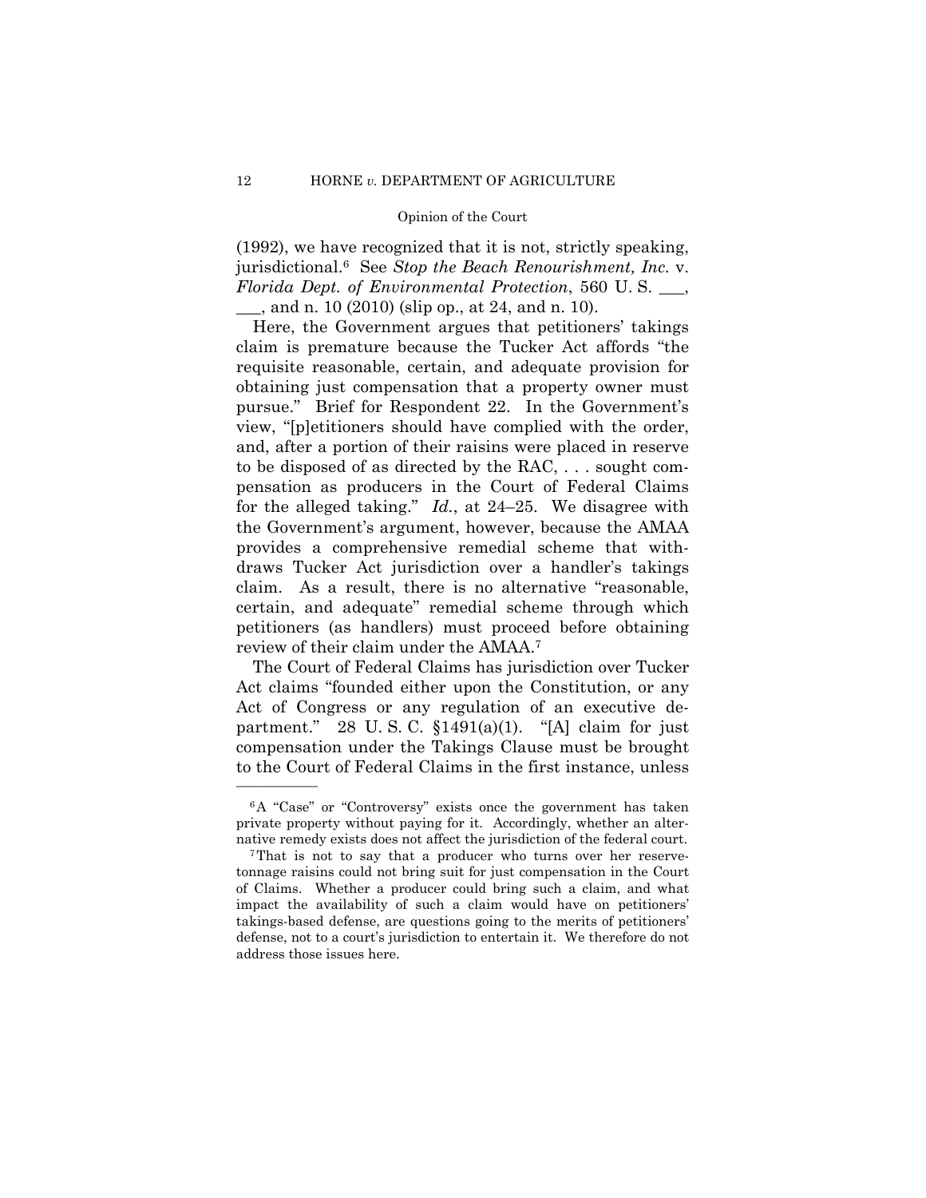(1992), we have recognized that it is not, strictly speaking, jurisdictional.[6] See *Stop the Beach Renourishment, Inc.* v. *Florida Dept. of Environmental Protection*, 560 U. S. ___, ___, and n. 10 (2010) (slip op., at 24, and n. 10).

Here, the Government argues that petitioners' takings claim is premature because the Tucker Act affords "the requisite reasonable, certain, and adequate provision for obtaining just compensation that a property owner must pursue." Brief for Respondent 22. In the Government's view, "[p]etitioners should have complied with the order, and, after a portion of their raisins were placed in reserve to be disposed of as directed by the RAC, . . . sought compensation as producers in the Court of Federal Claims for the alleged taking." *Id.*, at 24–25. We disagree with the Government's argument, however, because the AMAA provides a comprehensive remedial scheme that withdraws Tucker Act jurisdiction over a handler's takings claim. As a result, there is no alternative "reasonable, certain, and adequate" remedial scheme through which petitioners (as handlers) must proceed before obtaining review of their claim under the AMAA.[7]

The Court of Federal Claims has jurisdiction over Tucker Act claims "founded either upon the Constitution, or any Act of Congress or any regulation of an executive department." 28 U. S. C. §1491(a)(1). "[A] claim for just compensation under the Takings Clause must be brought to the Court of Federal Claims in the first instance, unless

---

[6] A "Case" or "Controversy" exists once the government has taken private property without paying for it. Accordingly, whether an alternative remedy exists does not affect the jurisdiction of the federal court.

[7] That is not to say that a producer who turns over her reserve-tonnage raisins could not bring suit for just compensation in the Court of Claims. Whether a producer could bring such a claim, and what impact the availability of such a claim would have on petitioners' takings-based defense, are questions going to the merits of petitioners' defense, not to a court's jurisdiction to entertain it. We therefore do not address those issues here.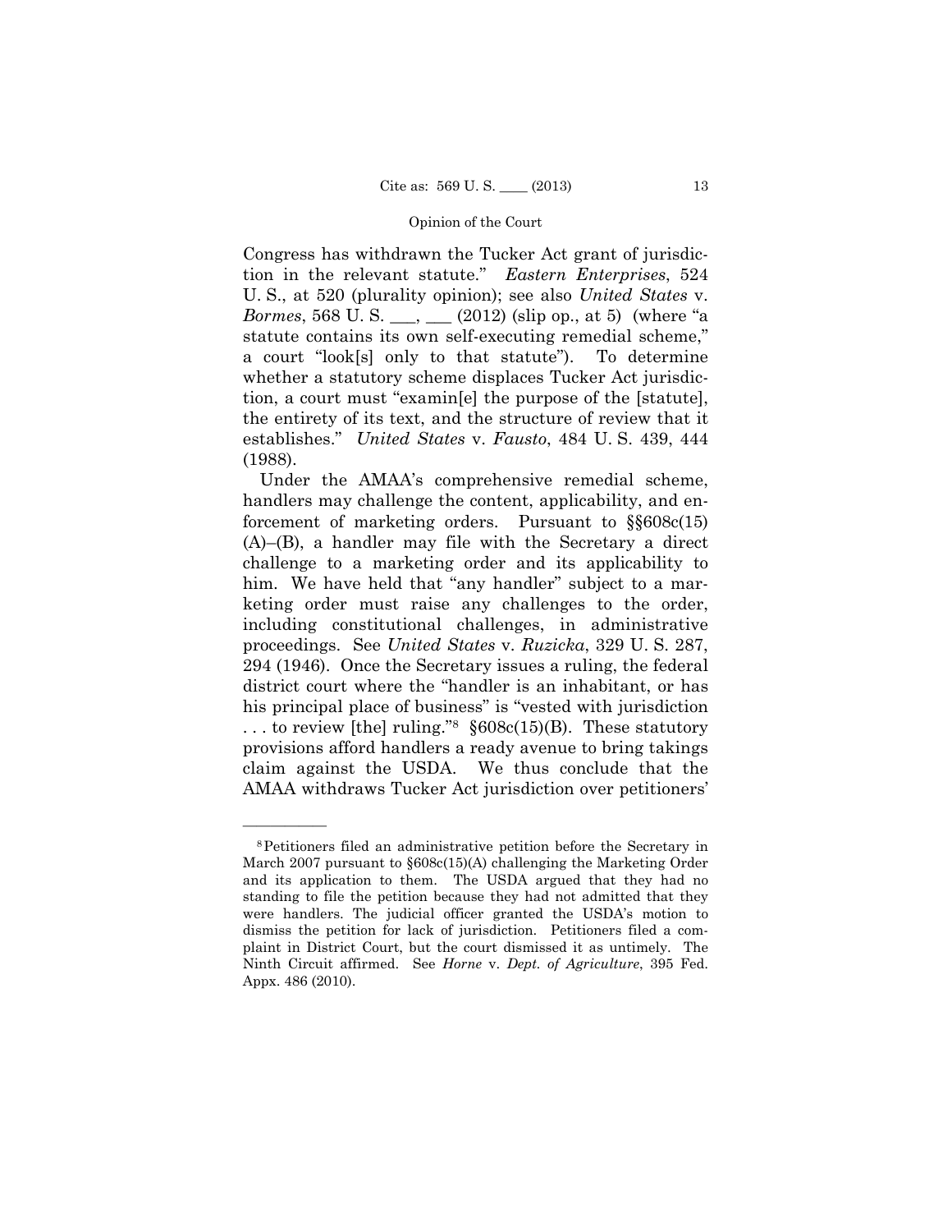Congress has withdrawn the Tucker Act grant of jurisdiction in the relevant statute." *Eastern Enterprises*, 524 U. S., at 520 (plurality opinion); see also *United States* v. *Bormes*, 568 U. S. ___, ___ (2012) (slip op., at 5) (where "a statute contains its own self-executing remedial scheme," a court "look[s] only to that statute"). To determine whether a statutory scheme displaces Tucker Act jurisdiction, a court must "examin[e] the purpose of the [statute], the entirety of its text, and the structure of review that it establishes." *United States* v. *Fausto*, 484 U. S. 439, 444 (1988).

Under the AMAA's comprehensive remedial scheme, handlers may challenge the content, applicability, and enforcement of marketing orders. Pursuant to §§608c(15)(A)–(B), a handler may file with the Secretary a direct challenge to a marketing order and its applicability to him. We have held that "any handler" subject to a marketing order must raise any challenges to the order, including constitutional challenges, in administrative proceedings. See *United States* v. *Ruzicka*, 329 U. S. 287, 294 (1946). Once the Secretary issues a ruling, the federal district court where the "handler is an inhabitant, or has his principal place of business" is "vested with jurisdiction . . . to review [the] ruling."[8] §608c(15)(B). These statutory provisions afford handlers a ready avenue to bring takings claim against the USDA. We thus conclude that the AMAA withdraws Tucker Act jurisdiction over petitioners'

---

[8] Petitioners filed an administrative petition before the Secretary in March 2007 pursuant to §608c(15)(A) challenging the Marketing Order and its application to them. The USDA argued that they had no standing to file the petition because they had not admitted that they were handlers. The judicial officer granted the USDA's motion to dismiss the petition for lack of jurisdiction. Petitioners filed a complaint in District Court, but the court dismissed it as untimely. The Ninth Circuit affirmed. See *Horne* v. *Dept. of Agriculture*, 395 Fed. Appx. 486 (2010).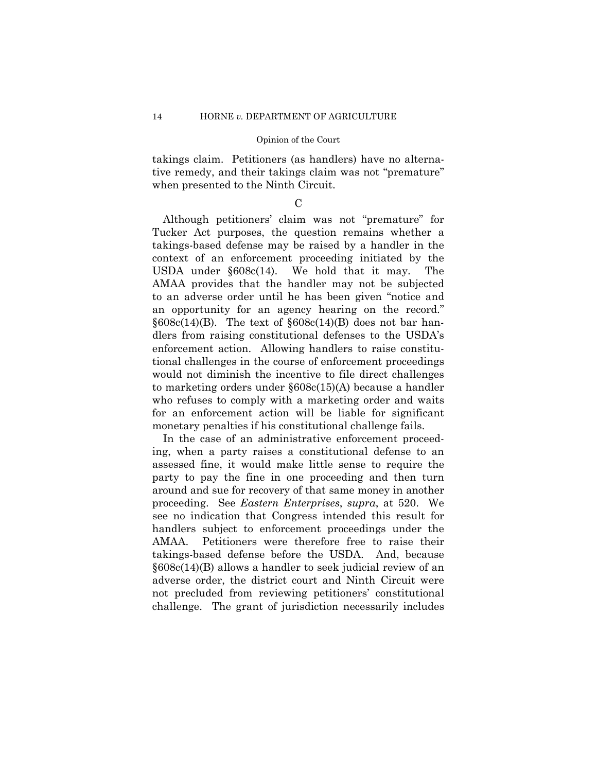takings claim. Petitioners (as handlers) have no alternative remedy, and their takings claim was not "premature" when presented to the Ninth Circuit.

### C

Although petitioners' claim was not "premature" for Tucker Act purposes, the question remains whether a takings-based defense may be raised by a handler in the context of an enforcement proceeding initiated by the USDA under §608c(14). We hold that it may. The AMAA provides that the handler may not be subjected to an adverse order until he has been given "notice and an opportunity for an agency hearing on the record." §608c(14)(B). The text of §608c(14)(B) does not bar handlers from raising constitutional defenses to the USDA's enforcement action. Allowing handlers to raise constitutional challenges in the course of enforcement proceedings would not diminish the incentive to file direct challenges to marketing orders under §608c(15)(A) because a handler who refuses to comply with a marketing order and waits for an enforcement action will be liable for significant monetary penalties if his constitutional challenge fails.

In the case of an administrative enforcement proceeding, when a party raises a constitutional defense to an assessed fine, it would make little sense to require the party to pay the fine in one proceeding and then turn around and sue for recovery of that same money in another proceeding. See *Eastern Enterprises*, *supra*, at 520. We see no indication that Congress intended this result for handlers subject to enforcement proceedings under the AMAA. Petitioners were therefore free to raise their takings-based defense before the USDA. And, because §608c(14)(B) allows a handler to seek judicial review of an adverse order, the district court and Ninth Circuit were not precluded from reviewing petitioners' constitutional challenge. The grant of jurisdiction necessarily includes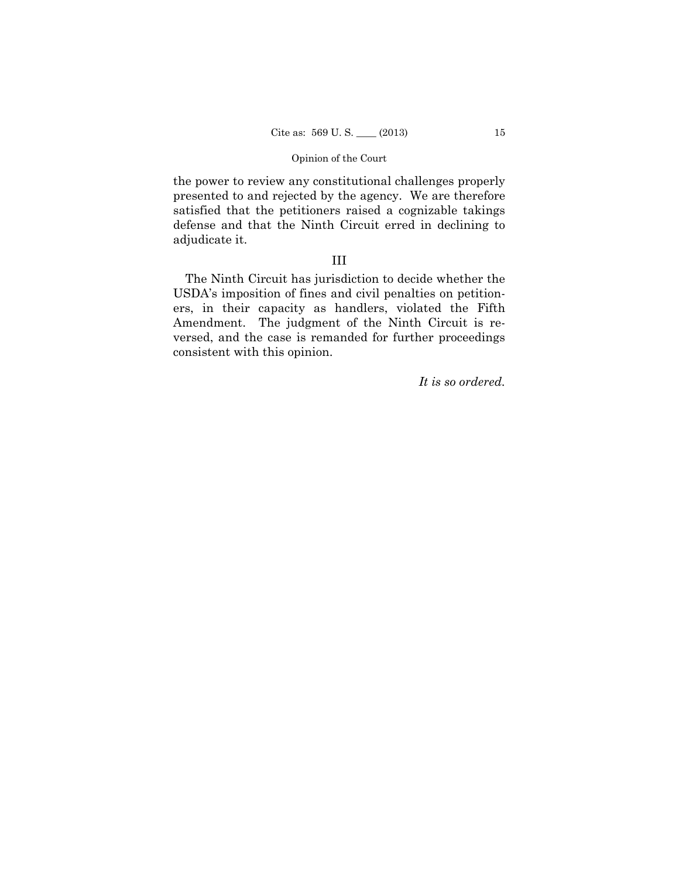the power to review any constitutional challenges properly presented to and rejected by the agency. We are therefore satisfied that the petitioners raised a cognizable takings defense and that the Ninth Circuit erred in declining to adjudicate it.

## III

The Ninth Circuit has jurisdiction to decide whether the USDA's imposition of fines and civil penalties on petitioners, in their capacity as handlers, violated the Fifth Amendment. The judgment of the Ninth Circuit is reversed, and the case is remanded for further proceedings consistent with this opinion.

*It is so ordered.*